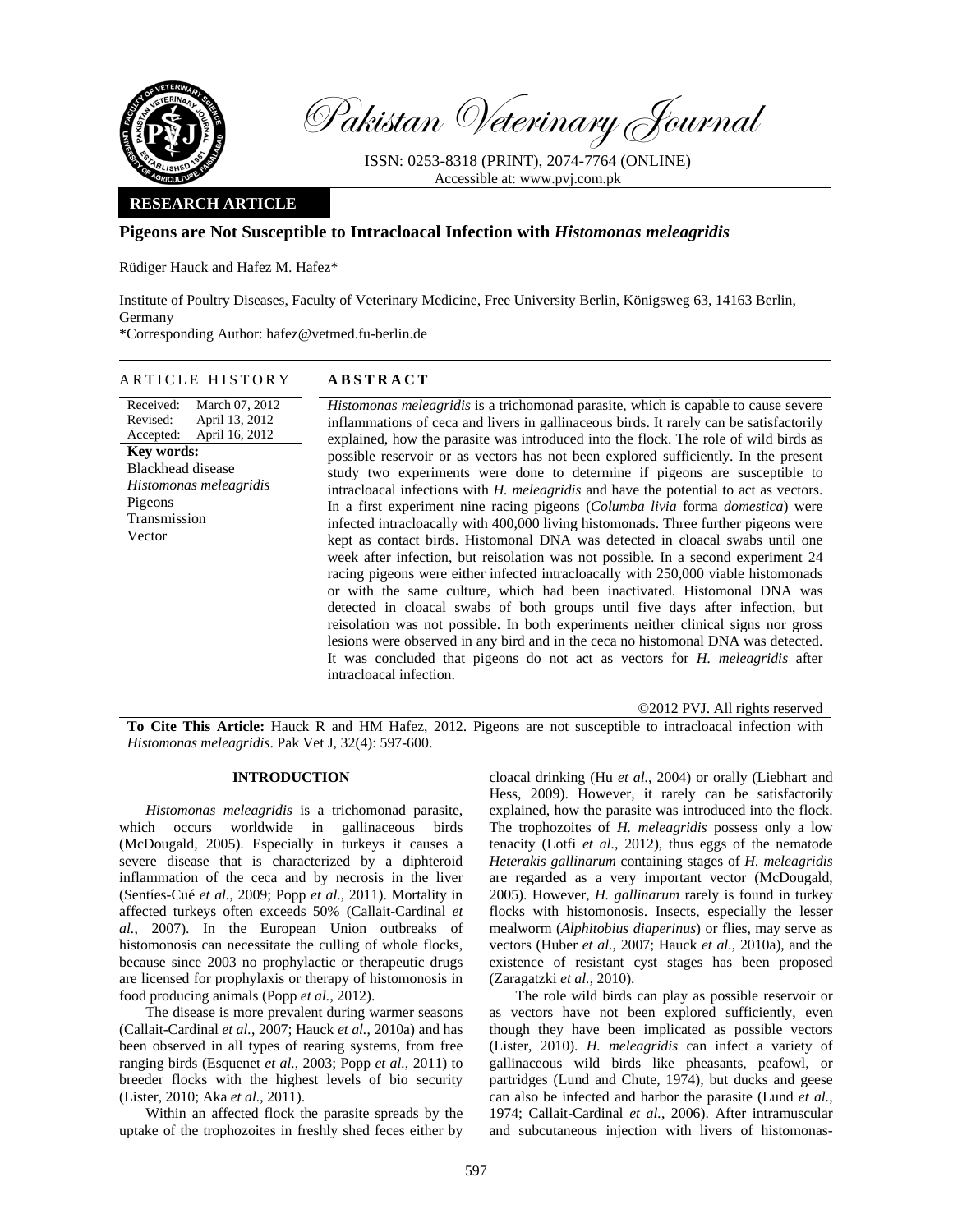Pakistan Veterinary Journal

ISSN: 0253-8318 (PRINT), 2074-7764 (ONLINE)
Accessible at: www.pvj.com.pk

**RESEARCH ARTICLE**

# Pigeons are Not Susceptible to Intracloacal Infection with *Histomonas meleagridis*

Rüdiger Hauck and Hafez M. Hafez*

Institute of Poultry Diseases, Faculty of Veterinary Medicine, Free University Berlin, Königsweg 63, 14163 Berlin, Germany

*Corresponding Author: hafez@vetmed.fu-berlin.de

## ARTICLE HISTORY

Received: March 07, 2012
Revised: April 13, 2012
Accepted: April 16, 2012

**Key words:**
Blackhead disease
*Histomonas meleagridis*
Pigeons
Transmission
Vector

## ABSTRACT

*Histomonas meleagridis* is a trichomonad parasite, which is capable to cause severe inflammations of ceca and livers in gallinaceous birds. It rarely can be satisfactorily explained, how the parasite was introduced into the flock. The role of wild birds as possible reservoir or as vectors has not been explored sufficiently. In the present study two experiments were done to determine if pigeons are susceptible to intracloacal infections with *H. meleagridis* and have the potential to act as vectors. In a first experiment nine racing pigeons (*Columba livia* forma *domestica*) were infected intracloacally with 400,000 living histomonads. Three further pigeons were kept as contact birds. Histomonal DNA was detected in cloacal swabs until one week after infection, but reisolation was not possible. In a second experiment 24 racing pigeons were either infected intracloacally with 250,000 viable histomonads or with the same culture, which had been inactivated. Histomonal DNA was detected in cloacal swabs of both groups until five days after infection, but reisolation was not possible. In both experiments neither clinical signs nor gross lesions were observed in any bird and in the ceca no histomonal DNA was detected. It was concluded that pigeons do not act as vectors for *H. meleagridis* after intracloacal infection.

©2012 PVJ. All rights reserved

**To Cite This Article:** Hauck R and HM Hafez, 2012. Pigeons are not susceptible to intracloacal infection with *Histomonas meleagridis*. Pak Vet J, 32(4): 597-600.

## INTRODUCTION

*Histomonas meleagridis* is a trichomonad parasite, which occurs worldwide in gallinaceous birds (McDougald, 2005). Especially in turkeys it causes a severe disease that is characterized by a diphteroid inflammation of the ceca and by necrosis in the liver (Sentíes-Cué *et al.*, 2009; Popp *et al.*, 2011). Mortality in affected turkeys often exceeds 50% (Callait-Cardinal *et al.*, 2007). In the European Union outbreaks of histomonosis can necessitate the culling of whole flocks, because since 2003 no prophylactic or therapeutic drugs are licensed for prophylaxis or therapy of histomonosis in food producing animals (Popp *et al.*, 2012).

The disease is more prevalent during warmer seasons (Callait-Cardinal *et al.*, 2007; Hauck *et al.*, 2010a) and has been observed in all types of rearing systems, from free ranging birds (Esquenet *et al.*, 2003; Popp *et al.*, 2011) to breeder flocks with the highest levels of bio security (Lister, 2010; Aka *et al.*, 2011).

Within an affected flock the parasite spreads by the uptake of the trophozoites in freshly shed feces either by cloacal drinking (Hu *et al.*, 2004) or orally (Liebhart and Hess, 2009). However, it rarely can be satisfactorily explained, how the parasite was introduced into the flock. The trophozoites of *H. meleagridis* possess only a low tenacity (Lotfi *et al.*, 2012), thus eggs of the nematode *Heterakis gallinarum* containing stages of *H. meleagridis* are regarded as a very important vector (McDougald, 2005). However, *H. gallinarum* rarely is found in turkey flocks with histomonosis. Insects, especially the lesser mealworm (*Alphitobius diaperinus*) or flies, may serve as vectors (Huber *et al.*, 2007; Hauck *et al.*, 2010a), and the existence of resistant cyst stages has been proposed (Zaragatzki *et al.*, 2010).

The role wild birds can play as possible reservoir or as vectors have not been explored sufficiently, even though they have been implicated as possible vectors (Lister, 2010). *H. meleagridis* can infect a variety of gallinaceous wild birds like pheasants, peafowl, or partridges (Lund and Chute, 1974), but ducks and geese can also be infected and harbor the parasite (Lund *et al.*, 1974; Callait-Cardinal *et al.*, 2006). After intramuscular and subcutaneous injection with livers of histomonas-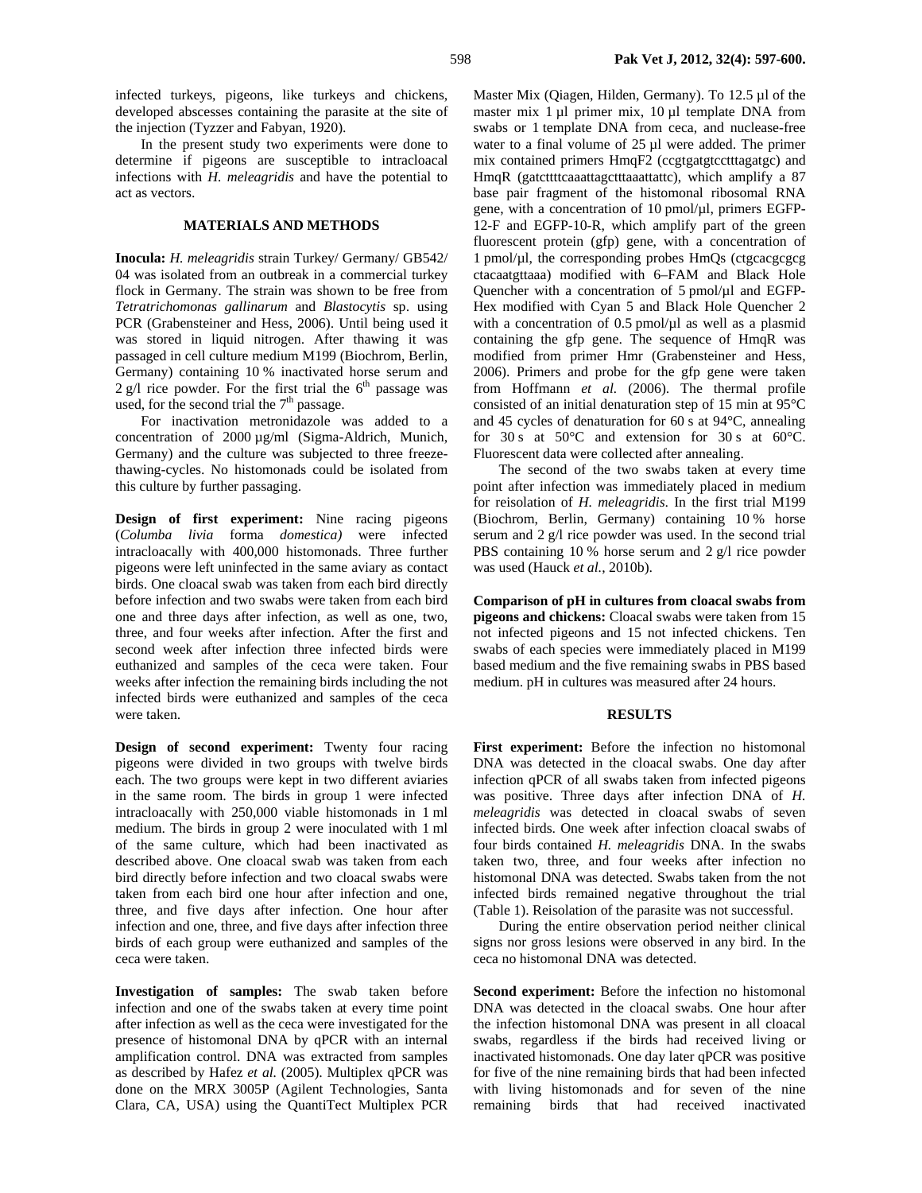infected turkeys, pigeons, like turkeys and chickens, developed abscesses containing the parasite at the site of the injection (Tyzzer and Fabyan, 1920).

In the present study two experiments were done to determine if pigeons are susceptible to intracloacal infections with *H. meleagridis* and have the potential to act as vectors.

## MATERIALS AND METHODS

**Inocula:** *H. meleagridis* strain Turkey/ Germany/ GB542/ 04 was isolated from an outbreak in a commercial turkey flock in Germany. The strain was shown to be free from *Tetratrichomonas gallinarum* and *Blastocytis* sp. using PCR (Grabensteiner and Hess, 2006). Until being used it was stored in liquid nitrogen. After thawing it was passaged in cell culture medium M199 (Biochrom, Berlin, Germany) containing 10 % inactivated horse serum and 2 g/l rice powder. For the first trial the $6^{th}$ passage was used, for the second trial the $7^{th}$ passage.

For inactivation metronidazole was added to a concentration of 2000 µg/ml (Sigma-Aldrich, Munich, Germany) and the culture was subjected to three freeze-thawing-cycles. No histomonads could be isolated from this culture by further passaging.

**Design of first experiment:** Nine racing pigeons (*Columba livia* forma *domestica)* were infected intracloacally with 400,000 histomonads. Three further pigeons were left uninfected in the same aviary as contact birds. One cloacal swab was taken from each bird directly before infection and two swabs were taken from each bird one and three days after infection, as well as one, two, three, and four weeks after infection. After the first and second week after infection three infected birds were euthanized and samples of the ceca were taken. Four weeks after infection the remaining birds including the not infected birds were euthanized and samples of the ceca were taken.

**Design of second experiment:** Twenty four racing pigeons were divided in two groups with twelve birds each. The two groups were kept in two different aviaries in the same room. The birds in group 1 were infected intracloacally with 250,000 viable histomonads in 1 ml medium. The birds in group 2 were inoculated with 1 ml of the same culture, which had been inactivated as described above. One cloacal swab was taken from each bird directly before infection and two cloacal swabs were taken from each bird one hour after infection and one, three, and five days after infection. One hour after infection and one, three, and five days after infection three birds of each group were euthanized and samples of the ceca were taken.

**Investigation of samples:** The swab taken before infection and one of the swabs taken at every time point after infection as well as the ceca were investigated for the presence of histomonal DNA by qPCR with an internal amplification control. DNA was extracted from samples as described by Hafez *et al.* (2005). Multiplex qPCR was done on the MRX 3005P (Agilent Technologies, Santa Clara, CA, USA) using the QuantiTect Multiplex PCR Master Mix (Qiagen, Hilden, Germany). To 12.5 µl of the master mix 1 µl primer mix, 10 µl template DNA from swabs or 1 template DNA from ceca, and nuclease-free water to a final volume of 25 µl were added. The primer mix contained primers HmqF2 (ccgtgatgtcctttagatgc) and HmqR (gatcttttcaaattagctttaaattattc), which amplify a 87 base pair fragment of the histomonal ribosomal RNA gene, with a concentration of 10 pmol/µl, primers EGFP-12-F and EGFP-10-R, which amplify part of the green fluorescent protein (gfp) gene, with a concentration of 1 pmol/µl, the corresponding probes HmQs (ctgcacgcgcg ctacaatgttaaa) modified with 6–FAM and Black Hole Quencher with a concentration of 5 pmol/µl and EGFP-Hex modified with Cyan 5 and Black Hole Quencher 2 with a concentration of 0.5 pmol/µl as well as a plasmid containing the gfp gene. The sequence of HmqR was modified from primer Hmr (Grabensteiner and Hess, 2006). Primers and probe for the gfp gene were taken from Hoffmann *et al.* (2006). The thermal profile consisted of an initial denaturation step of 15 min at 95°C and 45 cycles of denaturation for 60 s at 94°C, annealing for 30 s at 50°C and extension for 30 s at 60°C. Fluorescent data were collected after annealing.

The second of the two swabs taken at every time point after infection was immediately placed in medium for reisolation of *H. meleagridis*. In the first trial M199 (Biochrom, Berlin, Germany) containing 10 % horse serum and 2 g/l rice powder was used. In the second trial PBS containing 10 % horse serum and 2 g/l rice powder was used (Hauck *et al.*, 2010b).

**Comparison of pH in cultures from cloacal swabs from pigeons and chickens:** Cloacal swabs were taken from 15 not infected pigeons and 15 not infected chickens. Ten swabs of each species were immediately placed in M199 based medium and the five remaining swabs in PBS based medium. pH in cultures was measured after 24 hours.

## RESULTS

**First experiment:** Before the infection no histomonal DNA was detected in the cloacal swabs. One day after infection qPCR of all swabs taken from infected pigeons was positive. Three days after infection DNA of *H. meleagridis* was detected in cloacal swabs of seven infected birds. One week after infection cloacal swabs of four birds contained *H. meleagridis* DNA. In the swabs taken two, three, and four weeks after infection no histomonal DNA was detected. Swabs taken from the not infected birds remained negative throughout the trial (Table 1). Reisolation of the parasite was not successful.

During the entire observation period neither clinical signs nor gross lesions were observed in any bird. In the ceca no histomonal DNA was detected.

**Second experiment:** Before the infection no histomonal DNA was detected in the cloacal swabs. One hour after the infection histomonal DNA was present in all cloacal swabs, regardless if the birds had received living or inactivated histomonads. One day later qPCR was positive for five of the nine remaining birds that had been infected with living histomonads and for seven of the nine remaining birds that had received inactivated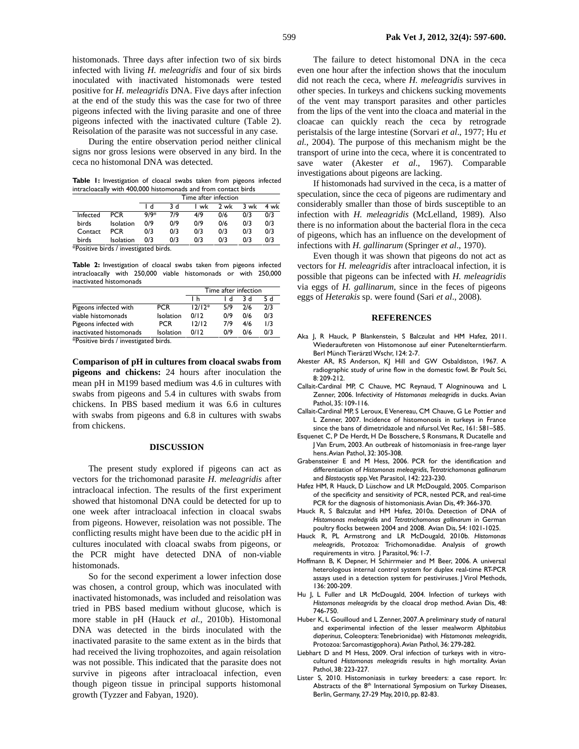histomonads. Three days after infection two of six birds infected with living *H. meleagridis* and four of six birds inoculated with inactivated histomonads were tested positive for *H. meleagridis* DNA. Five days after infection at the end of the study this was the case for two of three pigeons infected with the living parasite and one of three pigeons infected with the inactivated culture (Table 2). Reisolation of the parasite was not successful in any case.

During the entire observation period neither clinical signs nor gross lesions were observed in any bird. In the ceca no histomonal DNA was detected.

**Table 1:** Investigation of cloacal swabs taken from pigeons infected intracloacally with 400,000 histomonads and from contact birds

| | | Time after infection | | | | | |
|---|---|---|---|---|---|---|---|
| | | 1 d | 3 d | 1 wk | 2 wk | 3 wk | 4 wk |
| Infected birds | PCR | 9/9* | 7/9 | 4/9 | 0/6 | 0/3 | 0/3 |
| | Isolation | 0/9 | 0/9 | 0/9 | 0/6 | 0/3 | 0/3 |
| Contact birds | PCR | 0/3 | 0/3 | 0/3 | 0/3 | 0/3 | 0/3 |
| | Isolation | 0/3 | 0/3 | 0/3 | 0/3 | 0/3 | 0/3 |

*Positive birds / investigated birds.

**Table 2:** Investigation of cloacal swabs taken from pigeons infected intracloacally with 250,000 viable histomonads or with 250,000 inactivated histomonads

| | | Time after infection | | | |
|---|---|---|---|---|---|
| | | 1 h | 1 d | 3 d | 5 d |
| Pigeons infected with viable histomonads | PCR | 12/12* | 5/9 | 2/6 | 2/3 |
| | Isolation | 0/12 | 0/9 | 0/6 | 0/3 |
| Pigeons infected with inactivated histomonads | PCR | 12/12 | 7/9 | 4/6 | 1/3 |
| | Isolation | 0/12 | 0/9 | 0/6 | 0/3 |

*Positive birds / investigated birds.

**Comparison of pH in cultures from cloacal swabs from pigeons and chickens:** 24 hours after inoculation the mean pH in M199 based medium was 4.6 in cultures with swabs from pigeons and 5.4 in cultures with swabs from chickens. In PBS based medium it was 6.6 in cultures with swabs from pigeons and 6.8 in cultures with swabs from chickens.

## DISCUSSION

The present study explored if pigeons can act as vectors for the trichomonad parasite *H. meleagridis* after intracloacal infection. The results of the first experiment showed that histomonal DNA could be detected for up to one week after intracloacal infection in cloacal swabs from pigeons. However, reisolation was not possible. The conflicting results might have been due to the acidic pH in cultures inoculated with cloacal swabs from pigeons, or the PCR might have detected DNA of non-viable histomonads.

So for the second experiment a lower infection dose was chosen, a control group, which was inoculated with inactivated histomonads, was included and reisolation was tried in PBS based medium without glucose, which is more stable in pH (Hauck *et al.*, 2010b). Histomonal DNA was detected in the birds inoculated with the inactivated parasite to the same extent as in the birds that had received the living trophozoites, and again reisolation was not possible. This indicated that the parasite does not survive in pigeons after intracloacal infection, even though pigeon tissue in principal supports histomonal growth (Tyzzer and Fabyan, 1920).

The failure to detect histomonal DNA in the ceca even one hour after the infection shows that the inoculum did not reach the ceca, where *H. meleagridis* survives in other species. In turkeys and chickens sucking movements of the vent may transport parasites and other particles from the lips of the vent into the cloaca and material in the cloacae can quickly reach the ceca by retrograde peristalsis of the large intestine (Sorvari *et al*., 1977; Hu *et al.*, 2004). The purpose of this mechanism might be the transport of urine into the ceca, where it is concentrated to save water (Akester *et al*., 1967). Comparable investigations about pigeons are lacking.

If histomonads had survived in the ceca, is a matter of speculation, since the ceca of pigeons are rudimentary and considerably smaller than those of birds susceptible to an infection with *H. meleagridis* (McLelland, 1989). Also there is no information about the bacterial flora in the ceca of pigeons, which has an influence on the development of infections with *H. gallinarum* (Springer *et al*., 1970).

Even though it was shown that pigeons do not act as vectors for *H. meleagridis* after intracloacal infection, it is possible that pigeons can be infected with *H. meleagridis* via eggs of *H. gallinarum*, since in the feces of pigeons eggs of *Heterakis* sp. were found (Sari *et al*., 2008).

## REFERENCES

Aka J, R Hauck, P Blankenstein, S Balczulat and HM Hafez, 2011. Wiederauftreten von Histomonose auf einer Putenelterntierfarm. Berl Münch Tierärztl Wschr, 124: 2-7.

Akester AR, RS Anderson, KJ Hill and GW Osbaldiston, 1967. A radiographic study of urine flow in the domestic fowl. Br Poult Sci, 8: 209-212.

Callait-Cardinal MP, C Chauve, MC Reynaud, T Alogninouwa and L Zenner, 2006. Infectivity of *Histomonas meleagridis* in ducks. Avian Pathol, 35: 109-116.

Callait-Cardinal MP, S Leroux, E Venereau, CM Chauve, G Le Pottier and L Zenner, 2007. Incidence of histomonosis in turkeys in France since the bans of dimetridazole and nifursol. Vet Rec, 161: 581–585.

Esquenet C, P De Herdt, H De Bosschere, S Ronsmans, R Ducatelle and J Van Erum, 2003. An outbreak of histomoniasis in free-range layer hens. Avian Pathol, 32: 305-308.

Grabensteiner E and M Hess, 2006. PCR for the identification and differentiation of *Histomonas meleagridis*, *Tetratrichomonas gallinarum* and *Blastocystis* spp. Vet Parasitol, 142: 223-230.

Hafez HM, R Hauck, D Lüschow and LR McDougald, 2005. Comparison of the specificity and sensitivity of PCR, nested PCR, and real-time PCR for the diagnosis of histomoniasis. Avian Dis, 49: 366-370.

Hauck R, S Balczulat and HM Hafez, 2010a. Detection of DNA of *Histomonas meleagridis* and *Tetratrichomonas gallinarum* in German poultry flocks between 2004 and 2008. Avian Dis, 54: 1021-1025.

Hauck R, PL Armstrong and LR McDougald, 2010b. *Histomonas meleagridis*, Protozoa: Trichomonadidae. Analysis of growth requirements in vitro. J Parasitol, 96: 1-7.

Hoffmann B, K Depner, H Schirrmeier and M Beer, 2006. A universal heterologous internal control system for duplex real-time RT-PCR assays used in a detection system for pestiviruses. J Virol Methods, 136: 200-209.

Hu J, L Fuller and LR McDougald, 2004. Infection of turkeys with *Histomonas meleagridis* by the cloacal drop method. Avian Dis, 48: 746-750.

Huber K, L Gouilloud and L Zenner, 2007. A preliminary study of natural and experimental infection of the lesser mealworm *Alphitobius diaperinus*, Coleoptera: Tenebrionidae) with *Histomonas meleagridis*, Protozoa: Sarcomastigophora). Avian Pathol, 36: 279-282.

Liebhart D and M Hess, 2009. Oral infection of turkeys with in vitro-cultured *Histomonas meleagridis* results in high mortality. Avian Pathol, 38: 223-227.

Lister S, 2010. Histomoniasis in turkey breeders: a case report. In: Abstracts of the 8th International Symposium on Turkey Diseases, Berlin, Germany, 27-29 May, 2010, pp. 82-83.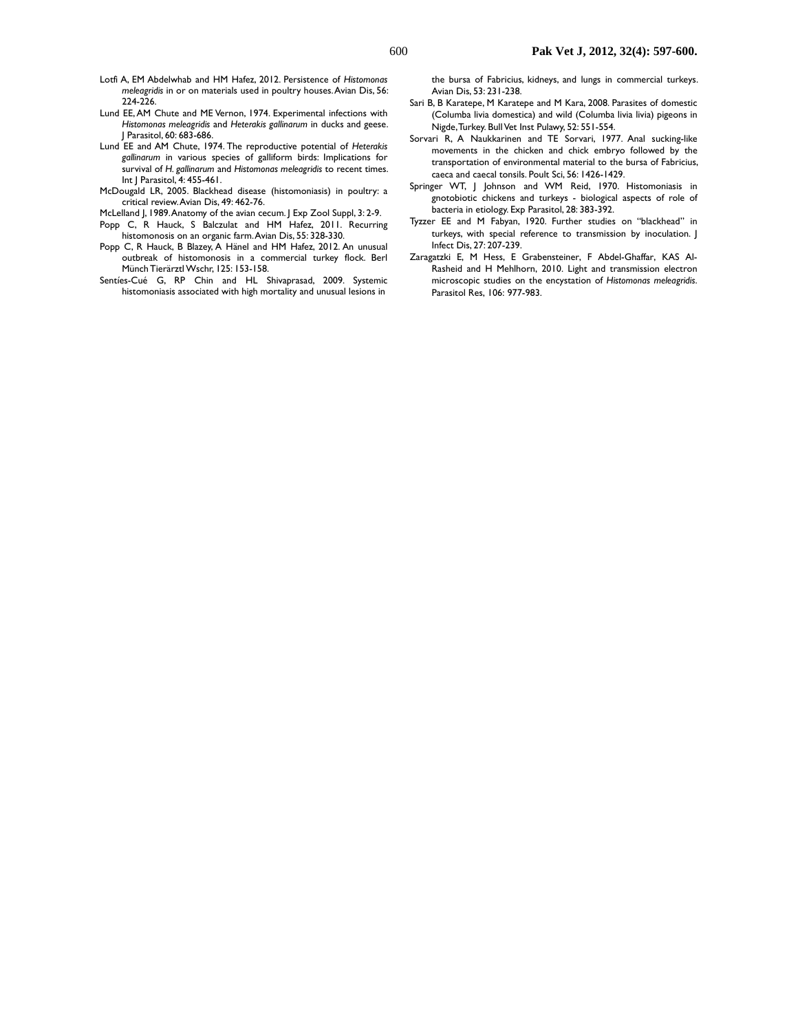Lotfi A, EM Abdelwhab and HM Hafez, 2012. Persistence of *Histomonas meleagridis* in or on materials used in poultry houses. Avian Dis, 56: 224-226.

Lund EE, AM Chute and ME Vernon, 1974. Experimental infections with *Histomonas meleagridis* and *Heterakis gallinarum* in ducks and geese. J Parasitol, 60: 683-686.

Lund EE and AM Chute, 1974. The reproductive potential of *Heterakis gallinarum* in various species of galliform birds: Implications for survival of *H. gallinarum* and *Histomonas meleagridis* to recent times. Int J Parasitol, 4: 455-461.

McDougald LR, 2005. Blackhead disease (histomoniasis) in poultry: a critical review. Avian Dis, 49: 462-76.

McLelland J, 1989. Anatomy of the avian cecum. J Exp Zool Suppl, 3: 2-9.

Popp C, R Hauck, S Balczulat and HM Hafez, 2011. Recurring histomonosis on an organic farm. Avian Dis, 55: 328-330.

Popp C, R Hauck, B Blazey, A Hänel and HM Hafez, 2012. An unusual outbreak of histomonosis in a commercial turkey flock. Berl Münch Tierärztl Wschr, 125: 153-158.

Sentíes-Cué G, RP Chin and HL Shivaprasad, 2009. Systemic histomoniasis associated with high mortality and unusual lesions in the bursa of Fabricius, kidneys, and lungs in commercial turkeys. Avian Dis, 53: 231-238.

Sari B, B Karatepe, M Karatepe and M Kara, 2008. Parasites of domestic (Columba livia domestica) and wild (Columba livia livia) pigeons in Nigde, Turkey. Bull Vet Inst Pulawy, 52: 551-554.

Sorvari R, A Naukkarinen and TE Sorvari, 1977. Anal sucking-like movements in the chicken and chick embryo followed by the transportation of environmental material to the bursa of Fabricius, caeca and caecal tonsils. Poult Sci, 56: 1426-1429.

Springer WT, J Johnson and WM Reid, 1970. Histomoniasis in gnotobiotic chickens and turkeys - biological aspects of role of bacteria in etiology. Exp Parasitol, 28: 383-392.

Tyzzer EE and M Fabyan, 1920. Further studies on "blackhead" in turkeys, with special reference to transmission by inoculation. J Infect Dis, 27: 207-239.

Zaragatzki E, M Hess, E Grabensteiner, F Abdel-Ghaffar, KAS Al-Rasheid and H Mehlhorn, 2010. Light and transmission electron microscopic studies on the encystation of *Histomonas meleagridis*. Parasitol Res, 106: 977-983.